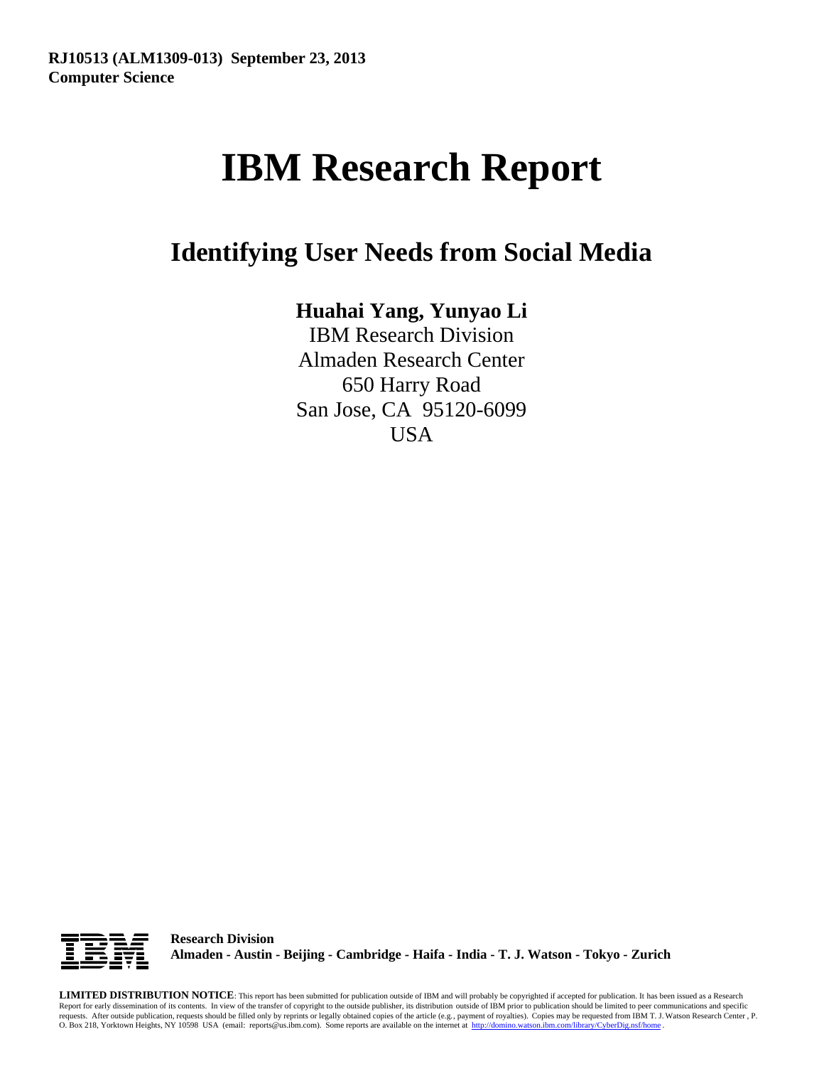**RJ10513 (ALM1309-013) September 23, 2013**
**Computer Science**

# IBM Research Report

## Identifying User Needs from Social Media

**Huahai Yang, Yunyao Li**

IBM Research Division
Almaden Research Center
650 Harry Road
San Jose, CA 95120-6099
USA

**Research Division**
**Almaden - Austin - Beijing - Cambridge - Haifa - India - T. J. Watson - Tokyo - Zurich**

**LIMITED DISTRIBUTION NOTICE**: This report has been submitted for publication outside of IBM and will probably be copyrighted if accepted for publication. It has been issued as a Research Report for early dissemination of its contents. In view of the transfer of copyright to the outside publisher, its distribution outside of IBM prior to publication should be limited to peer communications and specific requests. After outside publication, requests should be filled only by reprints or legally obtained copies of the article (e.g., payment of royalties). Copies may be requested from IBM T. J. Watson Research Center , P. O. Box 218, Yorktown Heights, NY 10598 USA (email: reports@us.ibm.com). Some reports are available on the internet at http://domino.watson.ibm.com/library/CyberDig.nsf/home .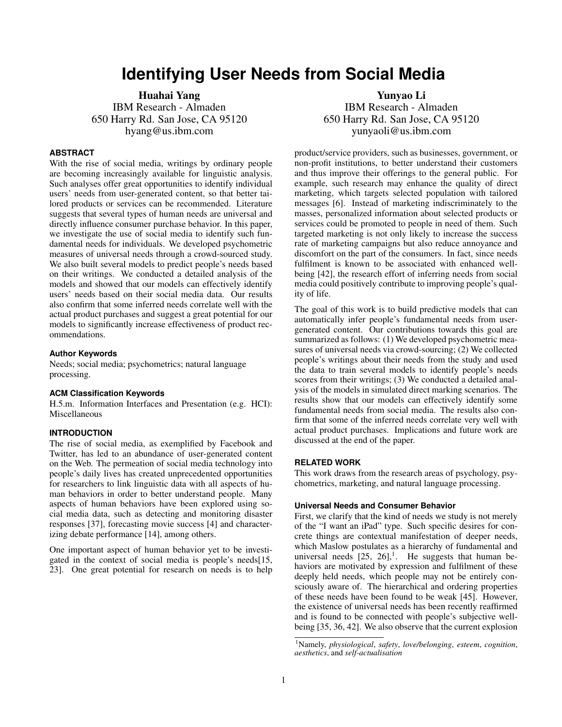# Identifying User Needs from Social Media

**Huahai Yang**
IBM Research - Almaden
650 Harry Rd. San Jose, CA 95120
hyang@us.ibm.com

**Yunyao Li**
IBM Research - Almaden
650 Harry Rd. San Jose, CA 95120
yunyaoli@us.ibm.com

## ABSTRACT

With the rise of social media, writings by ordinary people are becoming increasingly available for linguistic analysis. Such analyses offer great opportunities to identify individual users' needs from user-generated content, so that better tailored products or services can be recommended. Literature suggests that several types of human needs are universal and directly influence consumer purchase behavior. In this paper, we investigate the use of social media to identify such fundamental needs for individuals. We developed psychometric measures of universal needs through a crowd-sourced study. We also built several models to predict people's needs based on their writings. We conducted a detailed analysis of the models and showed that our models can effectively identify users' needs based on their social media data. Our results also confirm that some inferred needs correlate well with the actual product purchases and suggest a great potential for our models to significantly increase effectiveness of product recommendations.

### Author Keywords

Needs; social media; psychometrics; natural language processing.

### ACM Classification Keywords

H.5.m. Information Interfaces and Presentation (e.g. HCI): Miscellaneous

## INTRODUCTION

The rise of social media, as exemplified by Facebook and Twitter, has led to an abundance of user-generated content on the Web. The permeation of social media technology into people's daily lives has created unprecedented opportunities for researchers to link linguistic data with all aspects of human behaviors in order to better understand people. Many aspects of human behaviors have been explored using social media data, such as detecting and monitoring disaster responses [37], forecasting movie success [4] and characterizing debate performance [14], among others.

One important aspect of human behavior yet to be investigated in the context of social media is people's needs[15, 23]. One great potential for research on needs is to help product/service providers, such as businesses, government, or non-profit institutions, to better understand their customers and thus improve their offerings to the general public. For example, such research may enhance the quality of direct marketing, which targets selected population with tailored messages [6]. Instead of marketing indiscriminately to the masses, personalized information about selected products or services could be promoted to people in need of them. Such targeted marketing is not only likely to increase the success rate of marketing campaigns but also reduce annoyance and discomfort on the part of the consumers. In fact, since needs fulfilment is known to be associated with enhanced well-being [42], the research effort of inferring needs from social media could positively contribute to improving people's quality of life.

The goal of this work is to build predictive models that can automatically infer people's fundamental needs from user-generated content. Our contributions towards this goal are summarized as follows: (1) We developed psychometric measures of universal needs via crowd-sourcing; (2) We collected people's writings about their needs from the study and used the data to train several models to identify people's needs scores from their writings; (3) We conducted a detailed analysis of the models in simulated direct marking scenarios. The results show that our models can effectively identify some fundamental needs from social media. The results also confirm that some of the inferred needs correlate very well with actual product purchases. Implications and future work are discussed at the end of the paper.

## RELATED WORK

This work draws from the research areas of psychology, psychometrics, marketing, and natural language processing.

### Universal Needs and Consumer Behavior

First, we clarify that the kind of needs we study is not merely of the "I want an iPad" type. Such specific desires for concrete things are contextual manifestation of deeper needs, which Maslow postulates as a hierarchy of fundamental and universal needs [25, 26],[1]. He suggests that human behaviors are motivated by expression and fulfilment of these deeply held needs, which people may not be entirely consciously aware of. The hierarchical and ordering properties of these needs have been found to be weak [45]. However, the existence of universal needs has been recently reaffirmed and is found to be connected with people's subjective well-being [35, 36, 42]. We also observe that the current explosion

[1]Namely, *physiological*, *safety*, *love/belonging*, *esteem*, *cognition*, *aesthetics*, and *self-actualisation*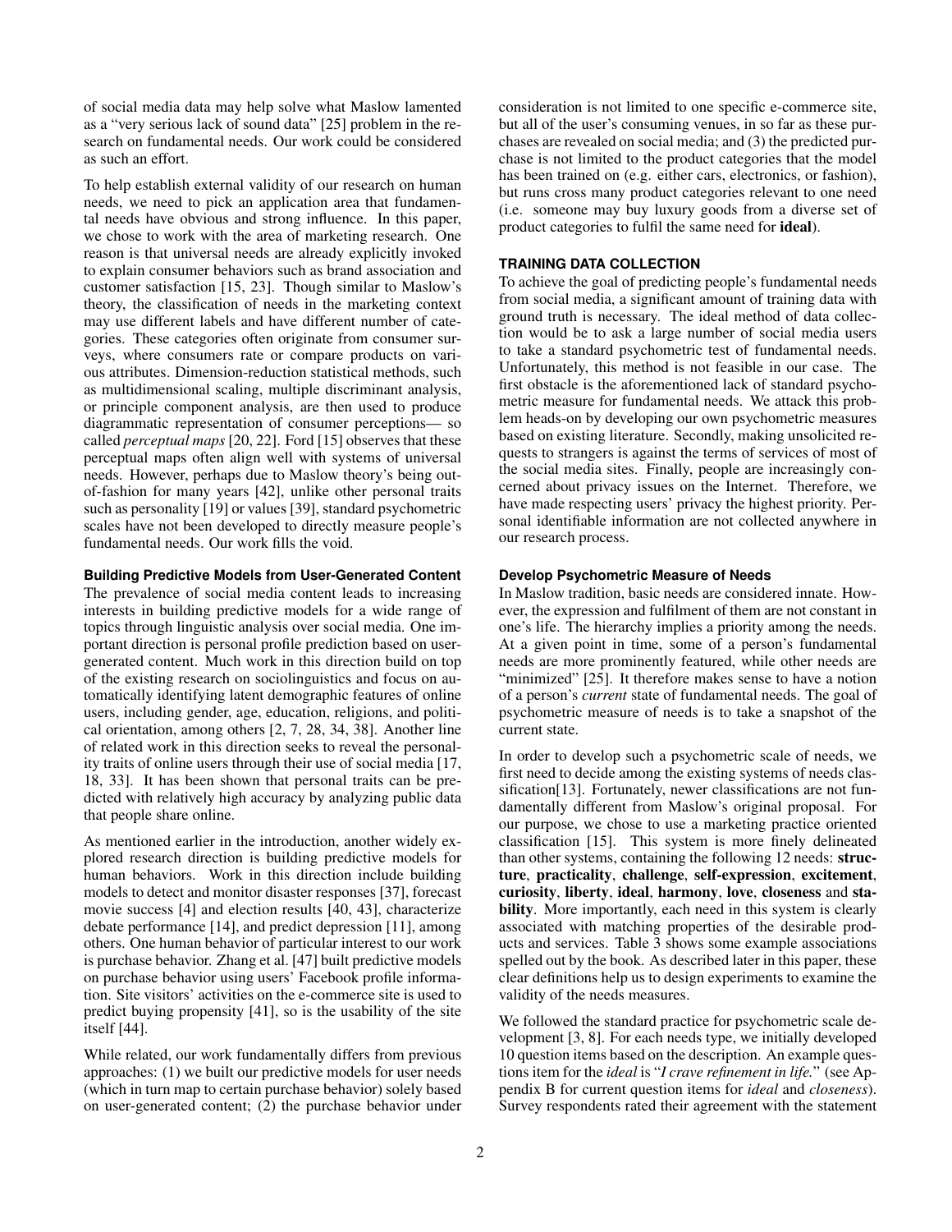of social media data may help solve what Maslow lamented as a "very serious lack of sound data" [25] problem in the research on fundamental needs. Our work could be considered as such an effort.

To help establish external validity of our research on human needs, we need to pick an application area that fundamental needs have obvious and strong influence. In this paper, we chose to work with the area of marketing research. One reason is that universal needs are already explicitly invoked to explain consumer behaviors such as brand association and customer satisfaction [15, 23]. Though similar to Maslow's theory, the classification of needs in the marketing context may use different labels and have different number of categories. These categories often originate from consumer surveys, where consumers rate or compare products on various attributes. Dimension-reduction statistical methods, such as multidimensional scaling, multiple discriminant analysis, or principle component analysis, are then used to produce diagrammatic representation of consumer perceptions— so called *perceptual maps* [20, 22]. Ford [15] observes that these perceptual maps often align well with systems of universal needs. However, perhaps due to Maslow theory's being out-of-fashion for many years [42], unlike other personal traits such as personality [19] or values [39], standard psychometric scales have not been developed to directly measure people's fundamental needs. Our work fills the void.

#### Building Predictive Models from User-Generated Content

The prevalence of social media content leads to increasing interests in building predictive models for a wide range of topics through linguistic analysis over social media. One important direction is personal profile prediction based on user-generated content. Much work in this direction build on top of the existing research on sociolinguistics and focus on automatically identifying latent demographic features of online users, including gender, age, education, religions, and political orientation, among others [2, 7, 28, 34, 38]. Another line of related work in this direction seeks to reveal the personality traits of online users through their use of social media [17, 18, 33]. It has been shown that personal traits can be predicted with relatively high accuracy by analyzing public data that people share online.

As mentioned earlier in the introduction, another widely explored research direction is building predictive models for human behaviors. Work in this direction include building models to detect and monitor disaster responses [37], forecast movie success [4] and election results [40, 43], characterize debate performance [14], and predict depression [11], among others. One human behavior of particular interest to our work is purchase behavior. Zhang et al. [47] built predictive models on purchase behavior using users' Facebook profile information. Site visitors' activities on the e-commerce site is used to predict buying propensity [41], so is the usability of the site itself [44].

While related, our work fundamentally differs from previous approaches: (1) we built our predictive models for user needs (which in turn map to certain purchase behavior) solely based on user-generated content; (2) the purchase behavior under consideration is not limited to one specific e-commerce site, but all of the user's consuming venues, in so far as these purchases are revealed on social media; and (3) the predicted purchase is not limited to the product categories that the model has been trained on (e.g. either cars, electronics, or fashion), but runs cross many product categories relevant to one need (i.e. someone may buy luxury goods from a diverse set of product categories to fulfil the same need for **ideal**).

### TRAINING DATA COLLECTION

To achieve the goal of predicting people's fundamental needs from social media, a significant amount of training data with ground truth is necessary. The ideal method of data collection would be to ask a large number of social media users to take a standard psychometric test of fundamental needs. Unfortunately, this method is not feasible in our case. The first obstacle is the aforementioned lack of standard psychometric measure for fundamental needs. We attack this problem heads-on by developing our own psychometric measures based on existing literature. Secondly, making unsolicited requests to strangers is against the terms of services of most of the social media sites. Finally, people are increasingly concerned about privacy issues on the Internet. Therefore, we have made respecting users' privacy the highest priority. Personal identifiable information are not collected anywhere in our research process.

#### Develop Psychometric Measure of Needs

In Maslow tradition, basic needs are considered innate. However, the expression and fulfilment of them are not constant in one's life. The hierarchy implies a priority among the needs. At a given point in time, some of a person's fundamental needs are more prominently featured, while other needs are "minimized" [25]. It therefore makes sense to have a notion of a person's *current* state of fundamental needs. The goal of psychometric measure of needs is to take a snapshot of the current state.

In order to develop such a psychometric scale of needs, we first need to decide among the existing systems of needs classification[13]. Fortunately, newer classifications are not fundamentally different from Maslow's original proposal. For our purpose, we chose to use a marketing practice oriented classification [15]. This system is more finely delineated than other systems, containing the following 12 needs: **structure**, **practicality**, **challenge**, **self-expression**, **excitement**, **curiosity**, **liberty**, **ideal**, **harmony**, **love**, **closeness** and **stability**. More importantly, each need in this system is clearly associated with matching properties of the desirable products and services. Table 3 shows some example associations spelled out by the book. As described later in this paper, these clear definitions help us to design experiments to examine the validity of the needs measures.

We followed the standard practice for psychometric scale development [3, 8]. For each needs type, we initially developed 10 question items based on the description. An example questions item for the *ideal* is "*I crave refinement in life.*" (see Appendix B for current question items for *ideal* and *closeness*). Survey respondents rated their agreement with the statement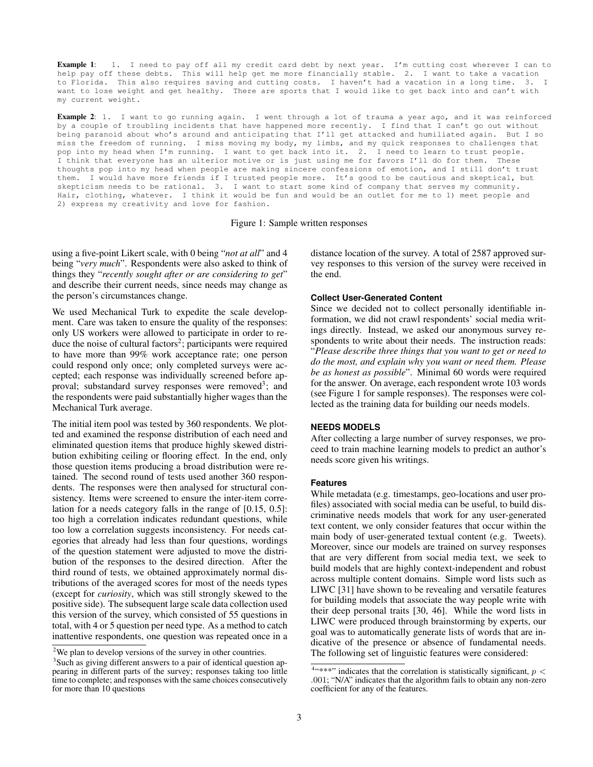**Example 1**: 1. I need to pay off all my credit card debt by next year. I'm cutting cost wherever I can to help pay off these debts. This will help get me more financially stable. 2. I want to take a vacation to Florida. This also requires saving and cutting costs. I haven't had a vacation in a long time. 3. I want to lose weight and get healthy. There are sports that I would like to get back into and can't with my current weight.

**Example 2**: 1. I want to go running again. I went through a lot of trauma a year ago, and it was reinforced by a couple of troubling incidents that have happened more recently. I find that I can't go out without being paranoid about who's around and anticipating that I'll get attacked and humiliated again. But I so miss the freedom of running. I miss moving my body, my limbs, and my quick responses to challenges that pop into my head when I'm running. I want to get back into it. 2. I need to learn to trust people. I think that everyone has an ulterior motive or is just using me for favors I'll do for them. These thoughts pop into my head when people are making sincere confessions of emotion, and I still don't trust them. I would have more friends if I trusted people more. It's good to be cautious and skeptical, but skepticism needs to be rational. 3. I want to start some kind of company that serves my community. Hair, clothing, whatever. I think it would be fun and would be an outlet for me to 1) meet people and 2) express my creativity and love for fashion.

Figure 1: Sample written responses

using a five-point Likert scale, with 0 being "*not at all*" and 4 being "*very much*". Respondents were also asked to think of things they "*recently sought after or are considering to get*" and describe their current needs, since needs may change as the person's circumstances change.

We used Mechanical Turk to expedite the scale development. Care was taken to ensure the quality of the responses: only US workers were allowed to participate in order to reduce the noise of cultural factors[2]; participants were required to have more than 99% work acceptance rate; one person could respond only once; only completed surveys were accepted; each response was individually screened before approval; substandard survey responses were removed[3]; and the respondents were paid substantially higher wages than the Mechanical Turk average.

The initial item pool was tested by 360 respondents. We plotted and examined the response distribution of each need and eliminated question items that produce highly skewed distribution exhibiting ceiling or flooring effect. In the end, only those question items producing a broad distribution were retained. The second round of tests used another 360 respondents. The responses were then analysed for structural consistency. Items were screened to ensure the inter-item correlation for a needs category falls in the range of [0.15, 0.5]: too high a correlation indicates redundant questions, while too low a correlation suggests inconsistency. For needs categories that already had less than four questions, wordings of the question statement were adjusted to move the distribution of the responses to the desired direction. After the third round of tests, we obtained approximately normal distributions of the averaged scores for most of the needs types (except for *curiosity*, which was still strongly skewed to the positive side). The subsequent large scale data collection used this version of the survey, which consisted of 55 questions in total, with 4 or 5 question per need type. As a method to catch inattentive respondents, one question was repeated once in a distance location of the survey. A total of 2587 approved survey responses to this version of the survey were received in the end.

[2]We plan to develop versions of the survey in other countries.

[3]Such as giving different answers to a pair of identical question appearing in different parts of the survey; responses taking too little time to complete; and responses with the same choices consecutively for more than 10 questions

#### Collect User-Generated Content

Since we decided not to collect personally identifiable information, we did not crawl respondents' social media writings directly. Instead, we asked our anonymous survey respondents to write about their needs. The instruction reads: "*Please describe three things that you want to get or need to do the most, and explain why you want or need them. Please be as honest as possible*". Minimal 60 words were required for the answer. On average, each respondent wrote 103 words (see Figure 1 for sample responses). The responses were collected as the training data for building our needs models.

### NEEDS MODELS

After collecting a large number of survey responses, we proceed to train machine learning models to predict an author's needs score given his writings.

#### Features

While metadata (e.g. timestamps, geo-locations and user profiles) associated with social media can be useful, to build discriminative needs models that work for any user-generated text content, we only consider features that occur within the main body of user-generated textual content (e.g. Tweets). Moreover, since our models are trained on survey responses that are very different from social media text, we seek to build models that are highly context-independent and robust across multiple content domains. Simple word lists such as LIWC [31] have shown to be revealing and versatile features for building models that associate the way people write with their deep personal traits [30, 46]. While the word lists in LIWC were produced through brainstorming by experts, our goal was to automatically generate lists of words that are indicative of the presence or absence of fundamental needs. The following set of linguistic features were considered:

[4]"***" indicates that the correlation is statistically significant, $p < .001$; "N/A" indicates that the algorithm fails to obtain any non-zero coefficient for any of the features.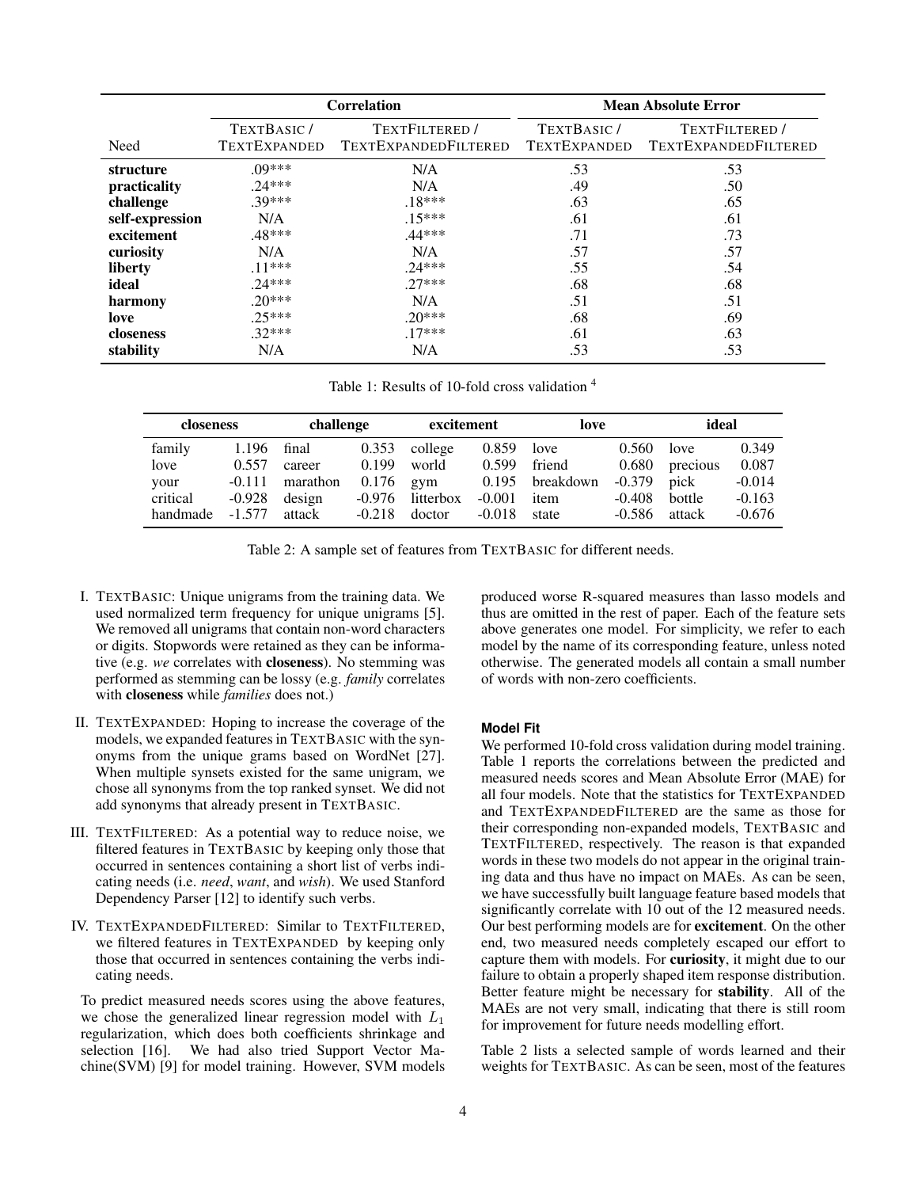| | Correlation | | Mean Absolute Error | |
|---|---|---|---|---|
| Need | TEXTBASIC / TEXTEXPANDED | TEXTFILTERED / TEXTEXPANDEDFILTERED | TEXTBASIC / TEXTEXPANDED | TEXTFILTERED / TEXTEXPANDEDFILTERED |
| **structure** | .09*** | N/A | .53 | .53 |
| **practicality** | .24*** | N/A | .49 | .50 |
| **challenge** | .39*** | .18*** | .63 | .65 |
| **self-expression** | N/A | .15*** | .61 | .61 |
| **excitement** | .48*** | .44*** | .71 | .73 |
| **curiosity** | N/A | N/A | .57 | .57 |
| **liberty** | .11*** | .24*** | .55 | .54 |
| **ideal** | .24*** | .27*** | .68 | .68 |
| **harmony** | .20*** | N/A | .51 | .51 |
| **love** | .25*** | .20*** | .68 | .69 |
| **closeness** | .32*** | .17*** | .61 | .63 |
| **stability** | N/A | N/A | .53 | .53 |

Table 1: Results of 10-fold cross validation [4]

| closeness | | challenge | | excitement | | love | | ideal | |
|---|---|---|---|---|---|---|---|---|---|
| family | 1.196 | final | 0.353 | college | 0.859 | love | 0.560 | love | 0.349 |
| love | 0.557 | career | 0.199 | world | 0.599 | friend | 0.680 | precious | 0.087 |
| your | -0.111 | marathon | 0.176 | gym | 0.195 | breakdown | -0.379 | pick | -0.014 |
| critical | -0.928 | design | -0.976 | litterbox | -0.001 | item | -0.408 | bottle | -0.163 |
| handmade | -1.577 | attack | -0.218 | doctor | -0.018 | state | -0.586 | attack | -0.676 |

Table 2: A sample set of features from TEXTBASIC for different needs.

I. TEXTBASIC: Unique unigrams from the training data. We used normalized term frequency for unique unigrams [5]. We removed all unigrams that contain non-word characters or digits. Stopwords were retained as they can be informative (e.g. *we* correlates with **closeness**). No stemming was performed as stemming can be lossy (e.g. *family* correlates with **closeness** while *families* does not.)

II. TEXTEXPANDED: Hoping to increase the coverage of the models, we expanded features in TEXTBASIC with the synonyms from the unique grams based on WordNet [27]. When multiple synsets existed for the same unigram, we chose all synonyms from the top ranked synset. We did not add synonyms that already present in TEXTBASIC.

III. TEXTFILTERED: As a potential way to reduce noise, we filtered features in TEXTBASIC by keeping only those that occurred in sentences containing a short list of verbs indicating needs (i.e. *need*, *want*, and *wish*). We used Stanford Dependency Parser [12] to identify such verbs.

IV. TEXTEXPANDEDFILTERED: Similar to TEXTFILTERED, we filtered features in TEXTEXPANDED by keeping only those that occurred in sentences containing the verbs indicating needs.

To predict measured needs scores using the above features, we chose the generalized linear regression model with $L_1$ regularization, which does both coefficients shrinkage and selection [16]. We had also tried Support Vector Machine(SVM) [9] for model training. However, SVM models produced worse R-squared measures than lasso models and thus are omitted in the rest of paper. Each of the feature sets above generates one model. For simplicity, we refer to each model by the name of its corresponding feature, unless noted otherwise. The generated models all contain a small number of words with non-zero coefficients.

#### Model Fit

We performed 10-fold cross validation during model training. Table 1 reports the correlations between the predicted and measured needs scores and Mean Absolute Error (MAE) for all four models. Note that the statistics for TEXTEXPANDED and TEXTEXPANDEDFILTERED are the same as those for their corresponding non-expanded models, TEXTBASIC and TEXTFILTERED, respectively. The reason is that expanded words in these two models do not appear in the original training data and thus have no impact on MAEs. As can be seen, we have successfully built language feature based models that significantly correlate with 10 out of the 12 measured needs. Our best performing models are for **excitement**. On the other end, two measured needs completely escaped our effort to capture them with models. For **curiosity**, it might due to our failure to obtain a properly shaped item response distribution. Better feature might be necessary for **stability**. All of the MAEs are not very small, indicating that there is still room for improvement for future needs modelling effort.

Table 2 lists a selected sample of words learned and their weights for TEXTBASIC. As can be seen, most of the features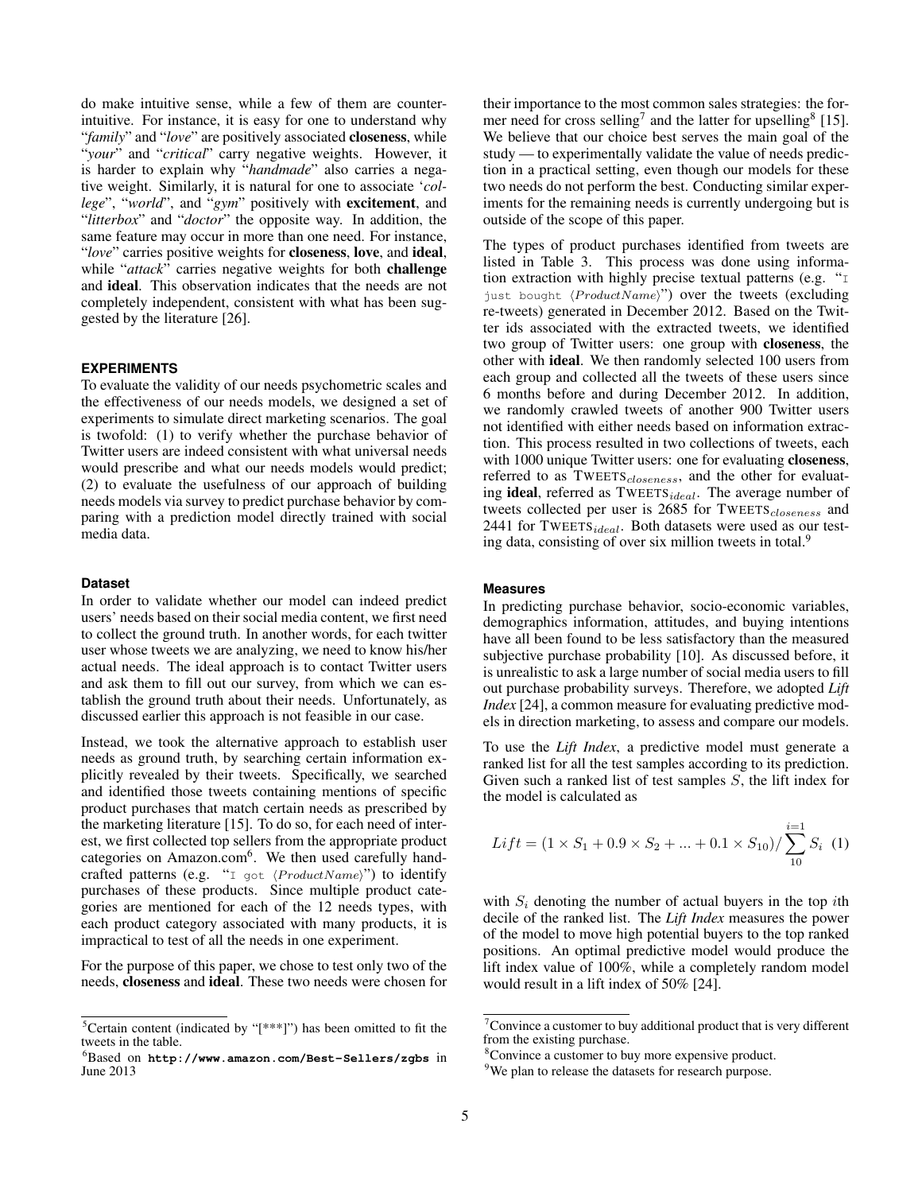do make intuitive sense, while a few of them are counter-intuitive. For instance, it is easy for one to understand why "*family*" and "*love*" are positively associated **closeness**, while "*your*" and "*critical*" carry negative weights. However, it is harder to explain why "*handmade*" also carries a negative weight. Similarly, it is natural for one to associate '*college*", "*world*", and "*gym*" positively with **excitement**, and "*litterbox*" and "*doctor*" the opposite way. In addition, the same feature may occur in more than one need. For instance, "*love*" carries positive weights for **closeness**, **love**, and **ideal**, while "*attack*" carries negative weights for both **challenge** and **ideal**. This observation indicates that the needs are not completely independent, consistent with what has been suggested by the literature [26].

## EXPERIMENTS

To evaluate the validity of our needs psychometric scales and the effectiveness of our needs models, we designed a set of experiments to simulate direct marketing scenarios. The goal is twofold: (1) to verify whether the purchase behavior of Twitter users are indeed consistent with what universal needs would prescribe and what our needs models would predict; (2) to evaluate the usefulness of our approach of building needs models via survey to predict purchase behavior by comparing with a prediction model directly trained with social media data.

### Dataset

In order to validate whether our model can indeed predict users' needs based on their social media content, we first need to collect the ground truth. In another words, for each twitter user whose tweets we are analyzing, we need to know his/her actual needs. The ideal approach is to contact Twitter users and ask them to fill out our survey, from which we can establish the ground truth about their needs. Unfortunately, as discussed earlier this approach is not feasible in our case.

Instead, we took the alternative approach to establish user needs as ground truth, by searching certain information explicitly revealed by their tweets. Specifically, we searched and identified those tweets containing mentions of specific product purchases that match certain needs as prescribed by the marketing literature [15]. To do so, for each need of interest, we first collected top sellers from the appropriate product categories on Amazon.com[6]. We then used carefully hand-crafted patterns (e.g. "`I got` $\langle ProductName \rangle$") to identify purchases of these products. Since multiple product categories are mentioned for each of the 12 needs types, with each product category associated with many products, it is impractical to test of all the needs in one experiment.

For the purpose of this paper, we chose to test only two of the needs, **closeness** and **ideal**. These two needs were chosen for their importance to the most common sales strategies: the former need for cross selling[7] and the latter for upselling[8] [15]. We believe that our choice best serves the main goal of the study — to experimentally validate the value of needs prediction in a practical setting, even though our models for these two needs do not perform the best. Conducting similar experiments for the remaining needs is currently undergoing but is outside of the scope of this paper.

The types of product purchases identified from tweets are listed in Table 3. This process was done using information extraction with highly precise textual patterns (e.g. "`I just bought` $\langle ProductName \rangle$") over the tweets (excluding re-tweets) generated in December 2012. Based on the Twitter ids associated with the extracted tweets, we identified two group of Twitter users: one group with **closeness**, the other with **ideal**. We then randomly selected 100 users from each group and collected all the tweets of these users since 6 months before and during December 2012. In addition, we randomly crawled tweets of another 900 Twitter users not identified with either needs based on information extraction. This process resulted in two collections of tweets, each with 1000 unique Twitter users: one for evaluating **closeness**, referred to as TWEETS$_{closeness}$, and the other for evaluating **ideal**, referred as TWEETS$_{ideal}$. The average number of tweets collected per user is 2685 for TWEETS$_{closeness}$ and 2441 for TWEETS$_{ideal}$. Both datasets were used as our testing data, consisting of over six million tweets in total.[9]

### Measures

In predicting purchase behavior, socio-economic variables, demographics information, attitudes, and buying intentions have all been found to be less satisfactory than the measured subjective purchase probability [10]. As discussed before, it is unrealistic to ask a large number of social media users to fill out purchase probability surveys. Therefore, we adopted *Lift Index* [24], a common measure for evaluating predictive models in direction marketing, to assess and compare our models.

To use the *Lift Index*, a predictive model must generate a ranked list for all the test samples according to its prediction. Given such a ranked list of test samples $S$, the lift index for the model is calculated as

$$Lift = (1 \times S_1 + 0.9 \times S_2 + ... + 0.1 \times S_{10}) / \sum_{10}^{i=1} S_i \quad (1)$$

with $S_i$ denoting the number of actual buyers in the top $i$th decile of the ranked list. The *Lift Index* measures the power of the model to move high potential buyers to the top ranked positions. An optimal predictive model would produce the lift index value of 100%, while a completely random model would result in a lift index of 50% [24].

---

[5] Certain content (indicated by "[***]") has been omitted to fit the tweets in the table.

[6] Based on **http://www.amazon.com/Best-Sellers/zgbs** in June 2013

[7] Convince a customer to buy additional product that is very different from the existing purchase.

[8] Convince a customer to buy more expensive product.

[9] We plan to release the datasets for research purpose.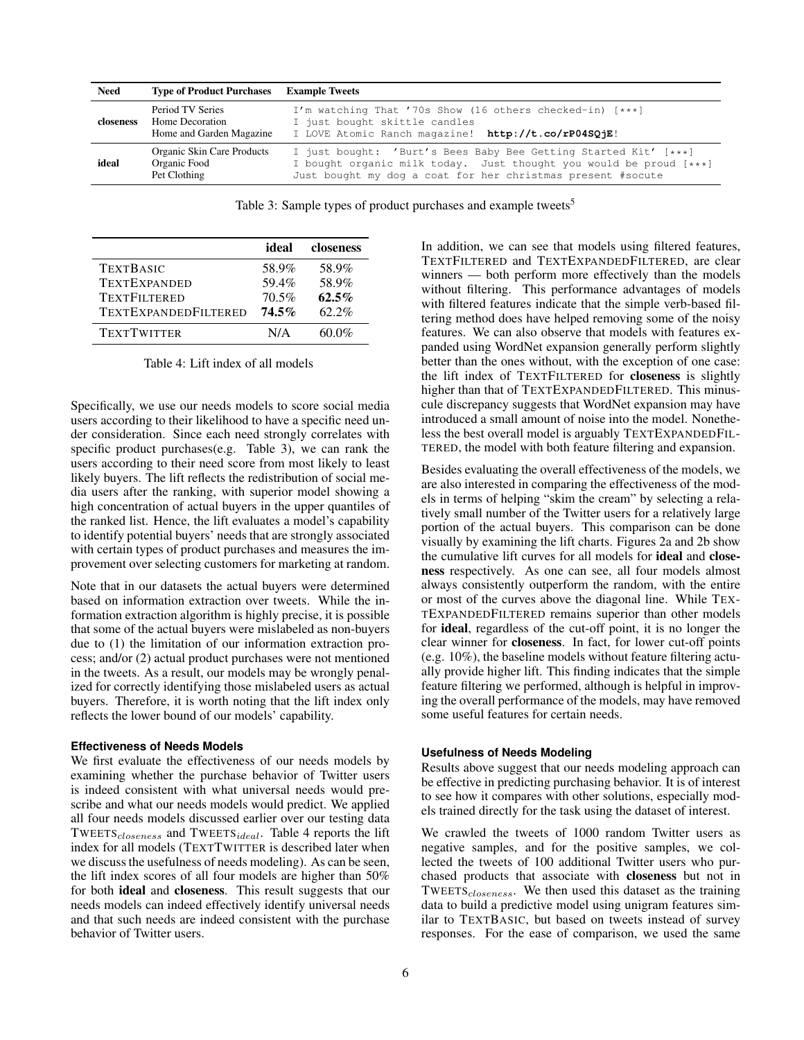| Need | Type of Product Purchases | Example Tweets |
|---|---|---|
| **closeness** | Period TV Series | I'm watching That '70s Show (16 others checked-in) [***] |
| | Home Decoration | I just bought skittle candles |
| | Home and Garden Magazine | I LOVE Atomic Ranch magazine! **http://t.co/rP04SQjE**! |
| **ideal** | Organic Skin Care Products | I just bought: 'Burt's Bees Baby Bee Getting Started Kit' [***] |
| | Organic Food | I bought organic milk today. Just thought you would be proud [***] |
| | Pet Clothing | Just bought my dog a coat for her christmas present #socute |

Table 3: Sample types of product purchases and example tweets[5]

| | ideal | closeness |
|---|---|---|
| TEXTBASIC | 58.9% | 58.9% |
| TEXTEXPANDED | 59.4% | 58.9% |
| TEXTFILTERED | 70.5% | **62.5%** |
| TEXTEXPANDEDFILTERED | **74.5%** | 62.2% |
| TEXTTWITTER | N/A | 60.0% |

Table 4: Lift index of all models

Specifically, we use our needs models to score social media users according to their likelihood to have a specific need under consideration. Since each need strongly correlates with specific product purchases(e.g. Table 3), we can rank the users according to their need score from most likely to least likely buyers. The lift reflects the redistribution of social media users after the ranking, with superior model showing a high concentration of actual buyers in the upper quantiles of the ranked list. Hence, the lift evaluates a model's capability to identify potential buyers' needs that are strongly associated with certain types of product purchases and measures the improvement over selecting customers for marketing at random.

Note that in our datasets the actual buyers were determined based on information extraction over tweets. While the information extraction algorithm is highly precise, it is possible that some of the actual buyers were mislabeled as non-buyers due to (1) the limitation of our information extraction process; and/or (2) actual product purchases were not mentioned in the tweets. As a result, our models may be wrongly penalized for correctly identifying those mislabeled users as actual buyers. Therefore, it is worth noting that the lift index only reflects the lower bound of our models' capability.

### Effectiveness of Needs Models

We first evaluate the effectiveness of our needs models by examining whether the purchase behavior of Twitter users is indeed consistent with what universal needs would prescribe and what our needs models would predict. We applied all four needs models discussed earlier over our testing data $\text{TWEETS}_{closeness}$ and $\text{TWEETS}_{ideal}$. Table 4 reports the lift index for all models (TEXTTWITTER is described later when we discuss the usefulness of needs modeling). As can be seen, the lift index scores of all four models are higher than 50% for both **ideal** and **closeness**. This result suggests that our needs models can indeed effectively identify universal needs and that such needs are indeed consistent with the purchase behavior of Twitter users.

In addition, we can see that models using filtered features, TEXTFILTERED and TEXTEXPANDEDFILTERED, are clear winners — both perform more effectively than the models without filtering. This performance advantages of models with filtered features indicate that the simple verb-based filtering method does have helped removing some of the noisy features. We can also observe that models with features expanded using WordNet expansion generally perform slightly better than the ones without, with the exception of one case: the lift index of TEXTFILTERED for **closeness** is slightly higher than that of TEXTEXPANDEDFILTERED. This minuscule discrepancy suggests that WordNet expansion may have introduced a small amount of noise into the model. Nonetheless the best overall model is arguably TEXTEXPANDEDFILTERED, the model with both feature filtering and expansion.

Besides evaluating the overall effectiveness of the models, we are also interested in comparing the effectiveness of the models in terms of helping "skim the cream" by selecting a relatively small number of the Twitter users for a relatively large portion of the actual buyers. This comparison can be done visually by examining the lift charts. Figures 2a and 2b show the cumulative lift curves for all models for **ideal** and **closeness** respectively. As one can see, all four models almost always consistently outperform the random, with the entire or most of the curves above the diagonal line. While TEXTEXPANDEDFILTERED remains superior than other models for **ideal**, regardless of the cut-off point, it is no longer the clear winner for **closeness**. In fact, for lower cut-off points (e.g. 10%), the baseline models without feature filtering actually provide higher lift. This finding indicates that the simple feature filtering we performed, although is helpful in improving the overall performance of the models, may have removed some useful features for certain needs.

### Usefulness of Needs Modeling

Results above suggest that our needs modeling approach can be effective in predicting purchasing behavior. It is of interest to see how it compares with other solutions, especially models trained directly for the task using the dataset of interest.

We crawled the tweets of 1000 random Twitter users as negative samples, and for the positive samples, we collected the tweets of 100 additional Twitter users who purchased products that associate with **closeness** but not in $\text{TWEETS}_{closeness}$. We then used this dataset as the training data to build a predictive model using unigram features similar to TEXTBASIC, but based on tweets instead of survey responses. For the ease of comparison, we used the same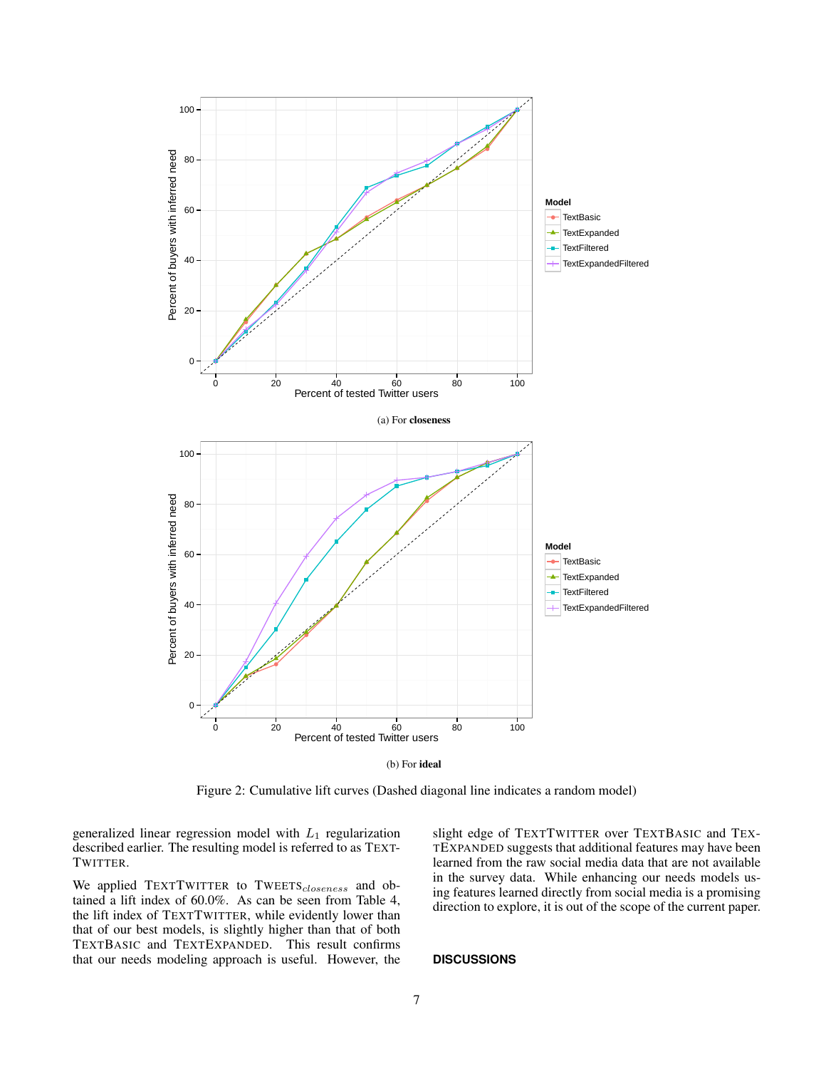(a) For **closeness**

(b) For **ideal**

Figure 2: Cumulative lift curves (Dashed diagonal line indicates a random model)

generalized linear regression model with $L_1$ regularization described earlier. The resulting model is referred to as TEXTTWITTER.

We applied TEXTTWITTER to TWEETS$_{closeness}$ and obtained a lift index of 60.0%. As can be seen from Table 4, the lift index of TEXTTWITTER, while evidently lower than that of our best models, is slightly higher than that of both TEXTBASIC and TEXTEXPANDED. This result confirms that our needs modeling approach is useful. However, the slight edge of TEXTTWITTER over TEXTBASIC and TEXTEXPANDED suggests that additional features may have been learned from the raw social media data that are not available in the survey data. While enhancing our needs models using features learned directly from social media is a promising direction to explore, it is out of the scope of the current paper.

## DISCUSSIONS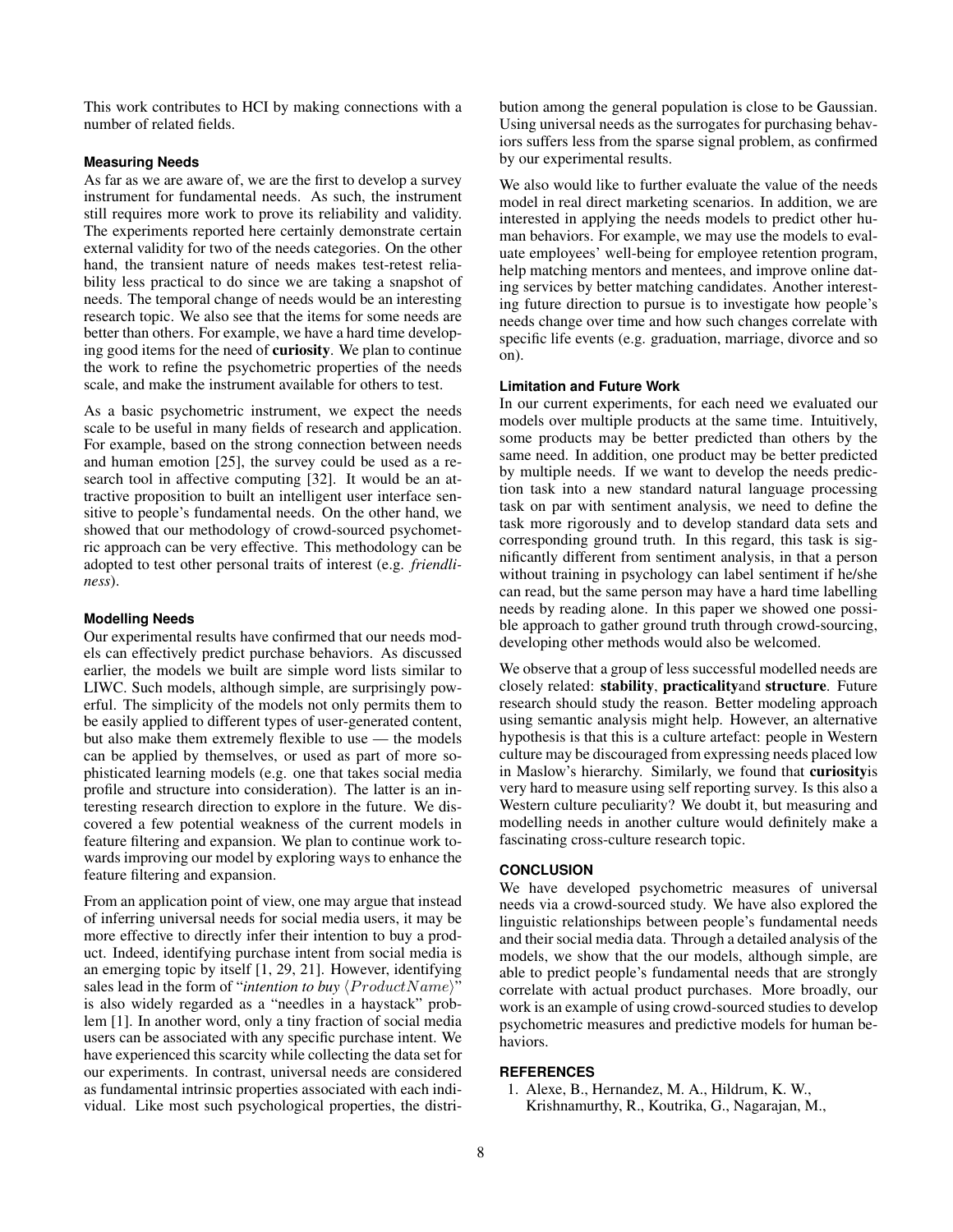This work contributes to HCI by making connections with a number of related fields.

### Measuring Needs

As far as we are aware of, we are the first to develop a survey instrument for fundamental needs. As such, the instrument still requires more work to prove its reliability and validity. The experiments reported here certainly demonstrate certain external validity for two of the needs categories. On the other hand, the transient nature of needs makes test-retest reliability less practical to do since we are taking a snapshot of needs. The temporal change of needs would be an interesting research topic. We also see that the items for some needs are better than others. For example, we have a hard time developing good items for the need of **curiosity**. We plan to continue the work to refine the psychometric properties of the needs scale, and make the instrument available for others to test.

As a basic psychometric instrument, we expect the needs scale to be useful in many fields of research and application. For example, based on the strong connection between needs and human emotion [25], the survey could be used as a research tool in affective computing [32]. It would be an attractive proposition to built an intelligent user interface sensitive to people's fundamental needs. On the other hand, we showed that our methodology of crowd-sourced psychometric approach can be very effective. This methodology can be adopted to test other personal traits of interest (e.g. *friendliness*).

### Modelling Needs

Our experimental results have confirmed that our needs models can effectively predict purchase behaviors. As discussed earlier, the models we built are simple word lists similar to LIWC. Such models, although simple, are surprisingly powerful. The simplicity of the models not only permits them to be easily applied to different types of user-generated content, but also make them extremely flexible to use — the models can be applied by themselves, or used as part of more sophisticated learning models (e.g. one that takes social media profile and structure into consideration). The latter is an interesting research direction to explore in the future. We discovered a few potential weakness of the current models in feature filtering and expansion. We plan to continue work towards improving our model by exploring ways to enhance the feature filtering and expansion.

From an application point of view, one may argue that instead of inferring universal needs for social media users, it may be more effective to directly infer their intention to buy a product. Indeed, identifying purchase intent from social media is an emerging topic by itself [1, 29, 21]. However, identifying sales lead in the form of "*intention to buy* $\langle ProductName \rangle$" is also widely regarded as a "needles in a haystack" problem [1]. In another word, only a tiny fraction of social media users can be associated with any specific purchase intent. We have experienced this scarcity while collecting the data set for our experiments. In contrast, universal needs are considered as fundamental intrinsic properties associated with each individual. Like most such psychological properties, the distribution among the general population is close to be Gaussian. Using universal needs as the surrogates for purchasing behaviors suffers less from the sparse signal problem, as confirmed by our experimental results.

We also would like to further evaluate the value of the needs model in real direct marketing scenarios. In addition, we are interested in applying the needs models to predict other human behaviors. For example, we may use the models to evaluate employees' well-being for employee retention program, help matching mentors and mentees, and improve online dating services by better matching candidates. Another interesting future direction to pursue is to investigate how people's needs change over time and how such changes correlate with specific life events (e.g. graduation, marriage, divorce and so on).

### Limitation and Future Work

In our current experiments, for each need we evaluated our models over multiple products at the same time. Intuitively, some products may be better predicted than others by the same need. In addition, one product may be better predicted by multiple needs. If we want to develop the needs prediction task into a new standard natural language processing task on par with sentiment analysis, we need to define the task more rigorously and to develop standard data sets and corresponding ground truth. In this regard, this task is significantly different from sentiment analysis, in that a person without training in psychology can label sentiment if he/she can read, but the same person may have a hard time labelling needs by reading alone. In this paper we showed one possible approach to gather ground truth through crowd-sourcing, developing other methods would also be welcomed.

We observe that a group of less successful modelled needs are closely related: **stability**, **practicality**and **structure**. Future research should study the reason. Better modeling approach using semantic analysis might help. However, an alternative hypothesis is that this is a culture artefact: people in Western culture may be discouraged from expressing needs placed low in Maslow's hierarchy. Similarly, we found that **curiosity**is very hard to measure using self reporting survey. Is this also a Western culture peculiarity? We doubt it, but measuring and modelling needs in another culture would definitely make a fascinating cross-culture research topic.

## CONCLUSION

We have developed psychometric measures of universal needs via a crowd-sourced study. We have also explored the linguistic relationships between people's fundamental needs and their social media data. Through a detailed analysis of the models, we show that the our models, although simple, are able to predict people's fundamental needs that are strongly correlate with actual product purchases. More broadly, our work is an example of using crowd-sourced studies to develop psychometric measures and predictive models for human behaviors.

## REFERENCES

1. Alexe, B., Hernandez, M. A., Hildrum, K. W., Krishnamurthy, R., Koutrika, G., Nagarajan, M.,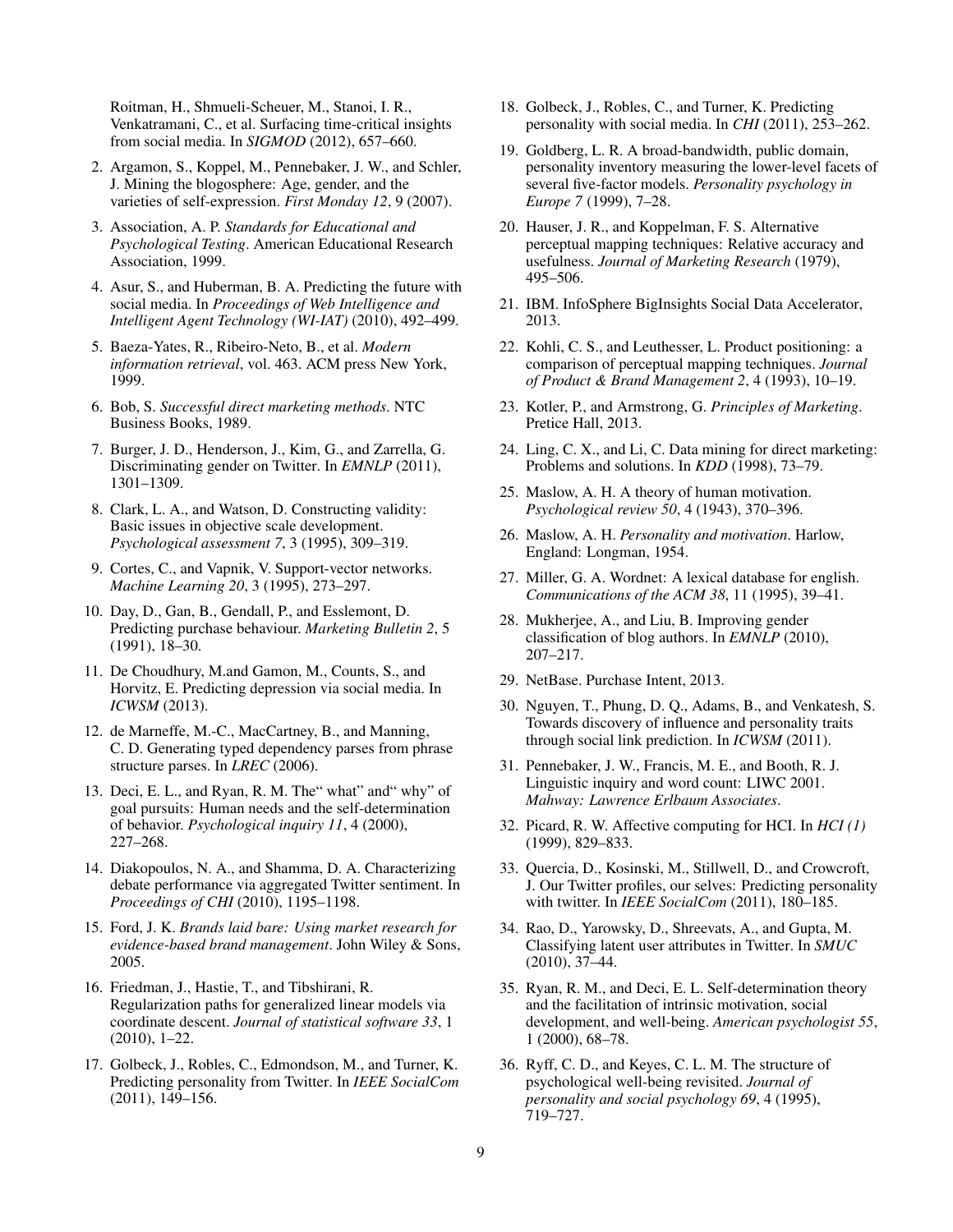Roitman, H., Shmueli-Scheuer, M., Stanoi, I. R., Venkatramani, C., et al. Surfacing time-critical insights from social media. In *SIGMOD* (2012), 657–660.

2. Argamon, S., Koppel, M., Pennebaker, J. W., and Schler, J. Mining the blogosphere: Age, gender, and the varieties of self-expression. *First Monday 12*, 9 (2007).
3. Association, A. P. *Standards for Educational and Psychological Testing*. American Educational Research Association, 1999.
4. Asur, S., and Huberman, B. A. Predicting the future with social media. In *Proceedings of Web Intelligence and Intelligent Agent Technology (WI-IAT)* (2010), 492–499.
5. Baeza-Yates, R., Ribeiro-Neto, B., et al. *Modern information retrieval*, vol. 463. ACM press New York, 1999.
6. Bob, S. *Successful direct marketing methods*. NTC Business Books, 1989.
7. Burger, J. D., Henderson, J., Kim, G., and Zarrella, G. Discriminating gender on Twitter. In *EMNLP* (2011), 1301–1309.
8. Clark, L. A., and Watson, D. Constructing validity: Basic issues in objective scale development. *Psychological assessment 7*, 3 (1995), 309–319.
9. Cortes, C., and Vapnik, V. Support-vector networks. *Machine Learning 20*, 3 (1995), 273–297.
10. Day, D., Gan, B., Gendall, P., and Esslemont, D. Predicting purchase behaviour. *Marketing Bulletin 2*, 5 (1991), 18–30.
11. De Choudhury, M.and Gamon, M., Counts, S., and Horvitz, E. Predicting depression via social media. In *ICWSM* (2013).
12. de Marneffe, M.-C., MacCartney, B., and Manning, C. D. Generating typed dependency parses from phrase structure parses. In *LREC* (2006).
13. Deci, E. L., and Ryan, R. M. The" what" and" why" of goal pursuits: Human needs and the self-determination of behavior. *Psychological inquiry 11*, 4 (2000), 227–268.
14. Diakopoulos, N. A., and Shamma, D. A. Characterizing debate performance via aggregated Twitter sentiment. In *Proceedings of CHI* (2010), 1195–1198.
15. Ford, J. K. *Brands laid bare: Using market research for evidence-based brand management*. John Wiley & Sons, 2005.
16. Friedman, J., Hastie, T., and Tibshirani, R. Regularization paths for generalized linear models via coordinate descent. *Journal of statistical software 33*, 1 (2010), 1–22.
17. Golbeck, J., Robles, C., Edmondson, M., and Turner, K. Predicting personality from Twitter. In *IEEE SocialCom* (2011), 149–156.
18. Golbeck, J., Robles, C., and Turner, K. Predicting personality with social media. In *CHI* (2011), 253–262.
19. Goldberg, L. R. A broad-bandwidth, public domain, personality inventory measuring the lower-level facets of several five-factor models. *Personality psychology in Europe 7* (1999), 7–28.
20. Hauser, J. R., and Koppelman, F. S. Alternative perceptual mapping techniques: Relative accuracy and usefulness. *Journal of Marketing Research* (1979), 495–506.
21. IBM. InfoSphere BigInsights Social Data Accelerator, 2013.
22. Kohli, C. S., and Leuthesser, L. Product positioning: a comparison of perceptual mapping techniques. *Journal of Product & Brand Management 2*, 4 (1993), 10–19.
23. Kotler, P., and Armstrong, G. *Principles of Marketing*. Pretice Hall, 2013.
24. Ling, C. X., and Li, C. Data mining for direct marketing: Problems and solutions. In *KDD* (1998), 73–79.
25. Maslow, A. H. A theory of human motivation. *Psychological review 50*, 4 (1943), 370–396.
26. Maslow, A. H. *Personality and motivation*. Harlow, England: Longman, 1954.
27. Miller, G. A. Wordnet: A lexical database for english. *Communications of the ACM 38*, 11 (1995), 39–41.
28. Mukherjee, A., and Liu, B. Improving gender classification of blog authors. In *EMNLP* (2010), 207–217.
29. NetBase. Purchase Intent, 2013.
30. Nguyen, T., Phung, D. Q., Adams, B., and Venkatesh, S. Towards discovery of influence and personality traits through social link prediction. In *ICWSM* (2011).
31. Pennebaker, J. W., Francis, M. E., and Booth, R. J. Linguistic inquiry and word count: LIWC 2001. *Mahway: Lawrence Erlbaum Associates*.
32. Picard, R. W. Affective computing for HCI. In *HCI (1)* (1999), 829–833.
33. Quercia, D., Kosinski, M., Stillwell, D., and Crowcroft, J. Our Twitter profiles, our selves: Predicting personality with twitter. In *IEEE SocialCom* (2011), 180–185.
34. Rao, D., Yarowsky, D., Shreevats, A., and Gupta, M. Classifying latent user attributes in Twitter. In *SMUC* (2010), 37–44.
35. Ryan, R. M., and Deci, E. L. Self-determination theory and the facilitation of intrinsic motivation, social development, and well-being. *American psychologist 55*, 1 (2000), 68–78.
36. Ryff, C. D., and Keyes, C. L. M. The structure of psychological well-being revisited. *Journal of personality and social psychology 69*, 4 (1995), 719–727.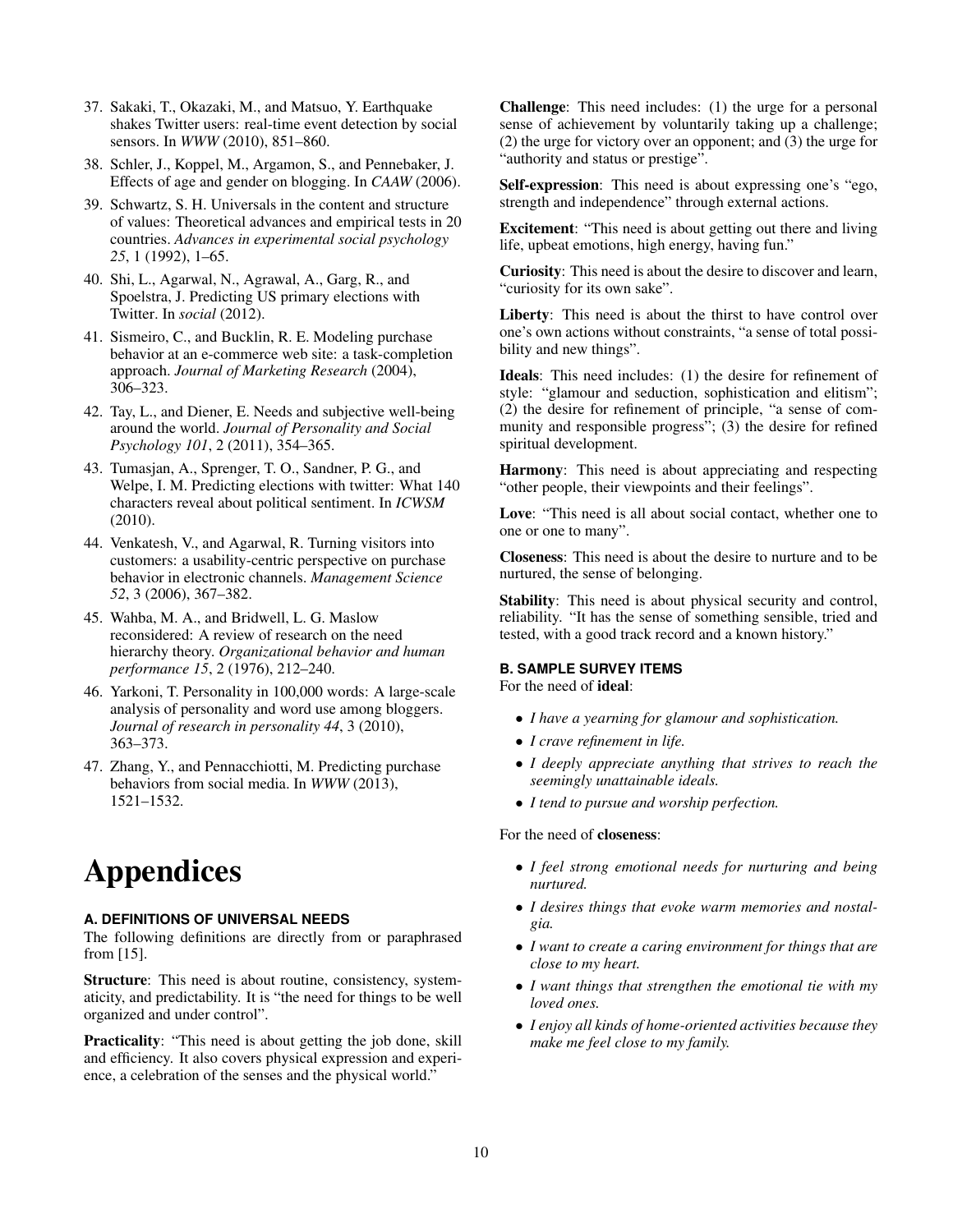37. Sakaki, T., Okazaki, M., and Matsuo, Y. Earthquake shakes Twitter users: real-time event detection by social sensors. In *WWW* (2010), 851–860.

38. Schler, J., Koppel, M., Argamon, S., and Pennebaker, J. Effects of age and gender on blogging. In *CAAW* (2006).

39. Schwartz, S. H. Universals in the content and structure of values: Theoretical advances and empirical tests in 20 countries. *Advances in experimental social psychology 25*, 1 (1992), 1–65.

40. Shi, L., Agarwal, N., Agrawal, A., Garg, R., and Spoelstra, J. Predicting US primary elections with Twitter. In *social* (2012).

41. Sismeiro, C., and Bucklin, R. E. Modeling purchase behavior at an e-commerce web site: a task-completion approach. *Journal of Marketing Research* (2004), 306–323.

42. Tay, L., and Diener, E. Needs and subjective well-being around the world. *Journal of Personality and Social Psychology 101*, 2 (2011), 354–365.

43. Tumasjan, A., Sprenger, T. O., Sandner, P. G., and Welpe, I. M. Predicting elections with twitter: What 140 characters reveal about political sentiment. In *ICWSM* (2010).

44. Venkatesh, V., and Agarwal, R. Turning visitors into customers: a usability-centric perspective on purchase behavior in electronic channels. *Management Science 52*, 3 (2006), 367–382.

45. Wahba, M. A., and Bridwell, L. G. Maslow reconsidered: A review of research on the need hierarchy theory. *Organizational behavior and human performance 15*, 2 (1976), 212–240.

46. Yarkoni, T. Personality in 100,000 words: A large-scale analysis of personality and word use among bloggers. *Journal of research in personality 44*, 3 (2010), 363–373.

47. Zhang, Y., and Pennacchiotti, M. Predicting purchase behaviors from social media. In *WWW* (2013), 1521–1532.

# Appendices

### A. DEFINITIONS OF UNIVERSAL NEEDS

The following definitions are directly from or paraphrased from [15].

**Structure**: This need is about routine, consistency, systematicity, and predictability. It is "the need for things to be well organized and under control".

**Practicality**: "This need is about getting the job done, skill and efficiency. It also covers physical expression and experience, a celebration of the senses and the physical world."

**Challenge**: This need includes: (1) the urge for a personal sense of achievement by voluntarily taking up a challenge; (2) the urge for victory over an opponent; and (3) the urge for "authority and status or prestige".

**Self-expression**: This need is about expressing one's "ego, strength and independence" through external actions.

**Excitement**: "This need is about getting out there and living life, upbeat emotions, high energy, having fun."

**Curiosity**: This need is about the desire to discover and learn, "curiosity for its own sake".

**Liberty**: This need is about the thirst to have control over one's own actions without constraints, "a sense of total possibility and new things".

**Ideals**: This need includes: (1) the desire for refinement of style: "glamour and seduction, sophistication and elitism"; (2) the desire for refinement of principle, "a sense of community and responsible progress"; (3) the desire for refined spiritual development.

**Harmony**: This need is about appreciating and respecting "other people, their viewpoints and their feelings".

**Love**: "This need is all about social contact, whether one to one or one to many".

**Closeness**: This need is about the desire to nurture and to be nurtured, the sense of belonging.

**Stability**: This need is about physical security and control, reliability. "It has the sense of something sensible, tried and tested, with a good track record and a known history."

### B. SAMPLE SURVEY ITEMS

For the need of **ideal**:

- *I have a yearning for glamour and sophistication.*
- *I crave refinement in life.*
- *I deeply appreciate anything that strives to reach the seemingly unattainable ideals.*
- *I tend to pursue and worship perfection.*

For the need of **closeness**:

- *I feel strong emotional needs for nurturing and being nurtured.*
- *I desires things that evoke warm memories and nostalgia.*
- *I want to create a caring environment for things that are close to my heart.*
- *I want things that strengthen the emotional tie with my loved ones.*
- *I enjoy all kinds of home-oriented activities because they make me feel close to my family.*